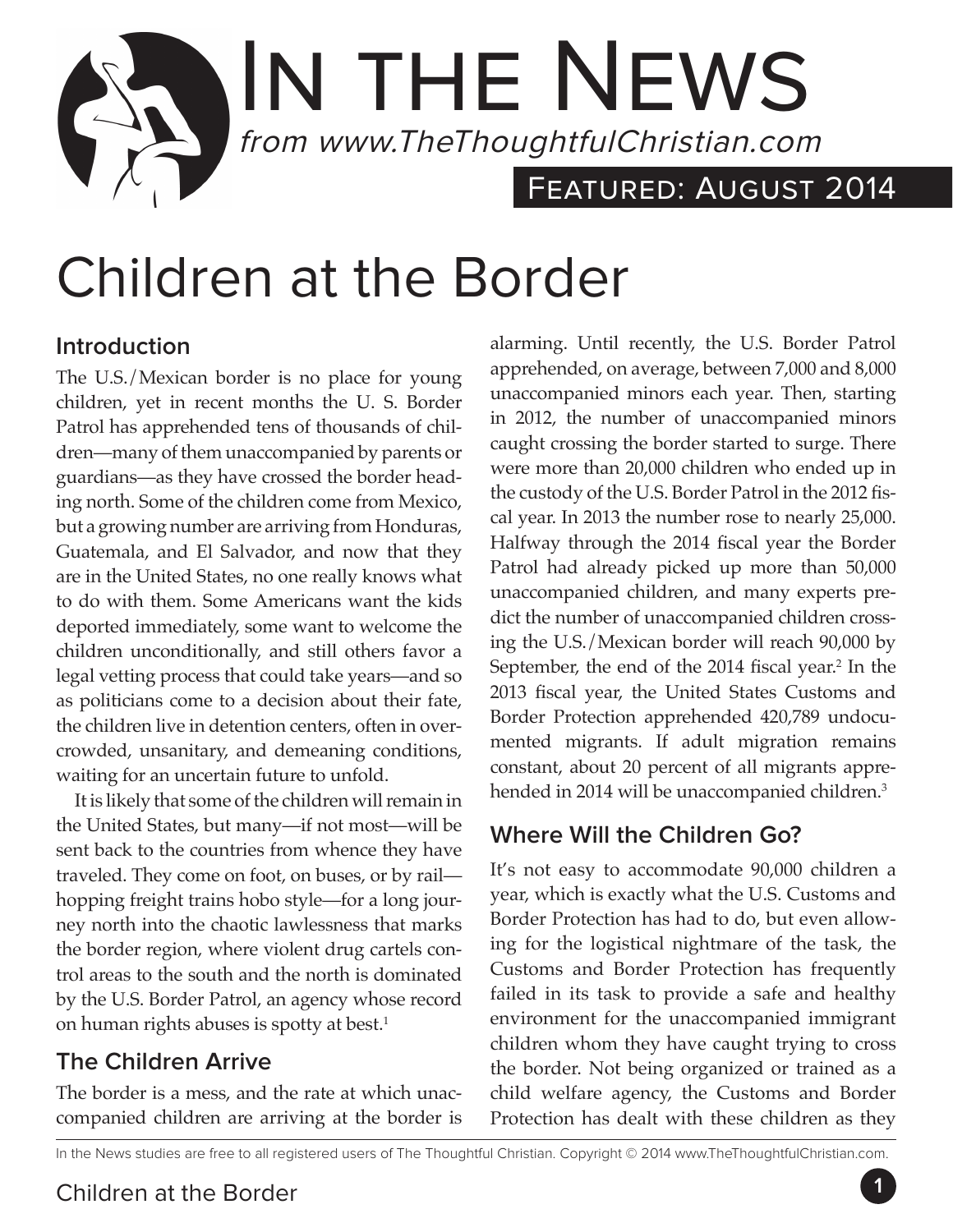# In the News

*from www.TheThoughtfulChristian.com*

Featured: August 2014

# Children at the Border

## Introduction

The U.S./Mexican border is no place for young children, yet in recent months the U. S. Border Patrol has apprehended tens of thousands of children—many of them unaccompanied by parents or guardians—as they have crossed the border heading north. Some of the children come from Mexico, but a growing number are arriving from Honduras, Guatemala, and El Salvador, and now that they are in the United States, no one really knows what to do with them. Some Americans want the kids deported immediately, some want to welcome the children unconditionally, and still others favor a legal vetting process that could take years—and so as politicians come to a decision about their fate, the children live in detention centers, often in overcrowded, unsanitary, and demeaning conditions, waiting for an uncertain future to unfold.

It is likely that some of the children will remain in the United States, but many—if not most—will be sent back to the countries from whence they have traveled. They come on foot, on buses, or by rail—hopping freight trains hobo style—for a long journey north into the chaotic lawlessness that marks the border region, where violent drug cartels control areas to the south and the north is dominated by the U.S. Border Patrol, an agency whose record on human rights abuses is spotty at best.[1]

## The Children Arrive

The border is a mess, and the rate at which unaccompanied children are arriving at the border is alarming. Until recently, the U.S. Border Patrol apprehended, on average, between 7,000 and 8,000 unaccompanied minors each year. Then, starting in 2012, the number of unaccompanied minors caught crossing the border started to surge. There were more than 20,000 children who ended up in the custody of the U.S. Border Patrol in the 2012 fiscal year. In 2013 the number rose to nearly 25,000. Halfway through the 2014 fiscal year the Border Patrol had already picked up more than 50,000 unaccompanied children, and many experts predict the number of unaccompanied children crossing the U.S./Mexican border will reach 90,000 by September, the end of the 2014 fiscal year.[2] In the 2013 fiscal year, the United States Customs and Border Protection apprehended 420,789 undocumented migrants. If adult migration remains constant, about 20 percent of all migrants apprehended in 2014 will be unaccompanied children.[3]

## Where Will the Children Go?

It's not easy to accommodate 90,000 children a year, which is exactly what the U.S. Customs and Border Protection has had to do, but even allowing for the logistical nightmare of the task, the Customs and Border Protection has frequently failed in its task to provide a safe and healthy environment for the unaccompanied immigrant children whom they have caught trying to cross the border. Not being organized or trained as a child welfare agency, the Customs and Border Protection has dealt with these children as they

In the News studies are free to all registered users of The Thoughtful Christian. Copyright © 2014 www.TheThoughtfulChristian.com.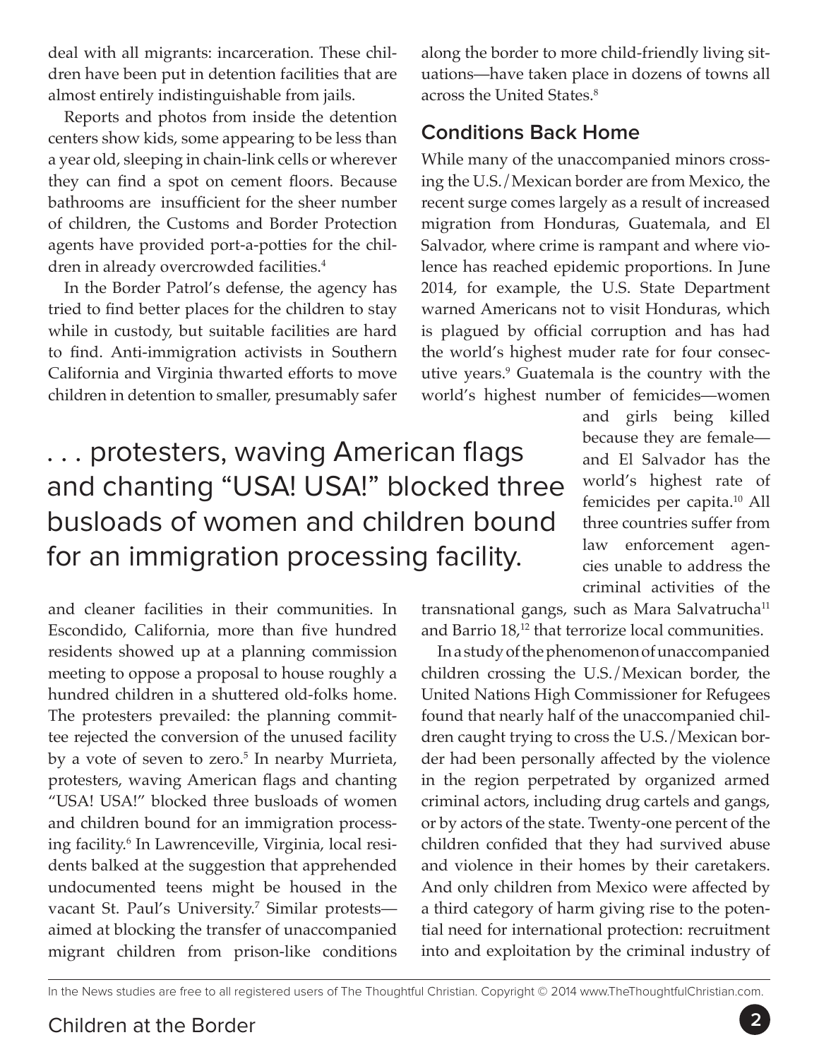deal with all migrants: incarceration. These children have been put in detention facilities that are almost entirely indistinguishable from jails.

Reports and photos from inside the detention centers show kids, some appearing to be less than a year old, sleeping in chain-link cells or wherever they can find a spot on cement floors. Because bathrooms are insufficient for the sheer number of children, the Customs and Border Protection agents have provided port-a-potties for the children in already overcrowded facilities.[4]

In the Border Patrol's defense, the agency has tried to find better places for the children to stay while in custody, but suitable facilities are hard to find. Anti-immigration activists in Southern California and Virginia thwarted efforts to move children in detention to smaller, presumably safer and cleaner facilities in their communities. In Escondido, California, more than five hundred residents showed up at a planning commission meeting to oppose a proposal to house roughly a hundred children in a shuttered old-folks home. The protesters prevailed: the planning committee rejected the conversion of the unused facility by a vote of seven to zero.[5] In nearby Murrieta, protesters, waving American flags and chanting "USA! USA!" blocked three busloads of women and children bound for an immigration processing facility.[6] In Lawrenceville, Virginia, local residents balked at the suggestion that apprehended undocumented teens might be housed in the vacant St. Paul's University.[7] Similar protests—aimed at blocking the transfer of unaccompanied migrant children from prison-like conditions along the border to more child-friendly living situations—have taken place in dozens of towns all across the United States.[8]

> . . . protesters, waving American flags and chanting "USA! USA!" blocked three busloads of women and children bound for an immigration processing facility.

## Conditions Back Home

While many of the unaccompanied minors crossing the U.S./Mexican border are from Mexico, the recent surge comes largely as a result of increased migration from Honduras, Guatemala, and El Salvador, where crime is rampant and where violence has reached epidemic proportions. In June 2014, for example, the U.S. State Department warned Americans not to visit Honduras, which is plagued by official corruption and has had the world's highest muder rate for four consecutive years.[9] Guatemala is the country with the world's highest number of femicides—women and girls being killed because they are female—and El Salvador has the world's highest rate of femicides per capita.[10] All three countries suffer from law enforcement agencies unable to address the criminal activities of the transnational gangs, such as Mara Salvatrucha[11] and Barrio 18,[12] that terrorize local communities.

In a study of the phenomenon of unaccompanied children crossing the U.S./Mexican border, the United Nations High Commissioner for Refugees found that nearly half of the unaccompanied children caught trying to cross the U.S./Mexican border had been personally affected by the violence in the region perpetrated by organized armed criminal actors, including drug cartels and gangs, or by actors of the state. Twenty-one percent of the children confided that they had survived abuse and violence in their homes by their caretakers. And only children from Mexico were affected by a third category of harm giving rise to the potential need for international protection: recruitment into and exploitation by the criminal industry of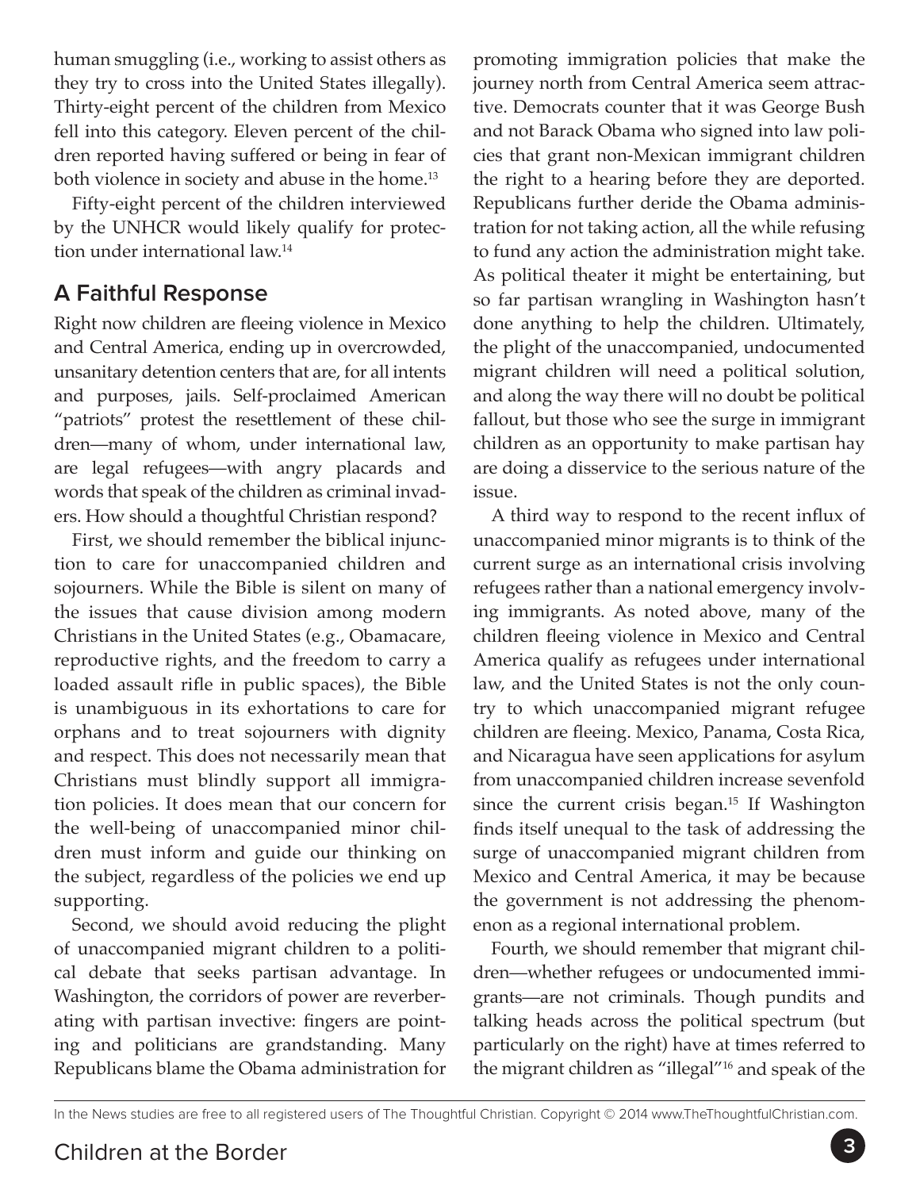human smuggling (i.e., working to assist others as they try to cross into the United States illegally). Thirty-eight percent of the children from Mexico fell into this category. Eleven percent of the children reported having suffered or being in fear of both violence in society and abuse in the home.[13]

Fifty-eight percent of the children interviewed by the UNHCR would likely qualify for protection under international law.[14]

## A Faithful Response

Right now children are fleeing violence in Mexico and Central America, ending up in overcrowded, unsanitary detention centers that are, for all intents and purposes, jails. Self-proclaimed American "patriots" protest the resettlement of these children—many of whom, under international law, are legal refugees—with angry placards and words that speak of the children as criminal invaders. How should a thoughtful Christian respond?

First, we should remember the biblical injunction to care for unaccompanied children and sojourners. While the Bible is silent on many of the issues that cause division among modern Christians in the United States (e.g., Obamacare, reproductive rights, and the freedom to carry a loaded assault rifle in public spaces), the Bible is unambiguous in its exhortations to care for orphans and to treat sojourners with dignity and respect. This does not necessarily mean that Christians must blindly support all immigration policies. It does mean that our concern for the well-being of unaccompanied minor children must inform and guide our thinking on the subject, regardless of the policies we end up supporting.

Second, we should avoid reducing the plight of unaccompanied migrant children to a political debate that seeks partisan advantage. In Washington, the corridors of power are reverberating with partisan invective: fingers are pointing and politicians are grandstanding. Many Republicans blame the Obama administration for promoting immigration policies that make the journey north from Central America seem attractive. Democrats counter that it was George Bush and not Barack Obama who signed into law policies that grant non-Mexican immigrant children the right to a hearing before they are deported. Republicans further deride the Obama administration for not taking action, all the while refusing to fund any action the administration might take. As political theater it might be entertaining, but so far partisan wrangling in Washington hasn't done anything to help the children. Ultimately, the plight of the unaccompanied, undocumented migrant children will need a political solution, and along the way there will no doubt be political fallout, but those who see the surge in immigrant children as an opportunity to make partisan hay are doing a disservice to the serious nature of the issue.

A third way to respond to the recent influx of unaccompanied minor migrants is to think of the current surge as an international crisis involving refugees rather than a national emergency involving immigrants. As noted above, many of the children fleeing violence in Mexico and Central America qualify as refugees under international law, and the United States is not the only country to which unaccompanied migrant refugee children are fleeing. Mexico, Panama, Costa Rica, and Nicaragua have seen applications for asylum from unaccompanied children increase sevenfold since the current crisis began.[15] If Washington finds itself unequal to the task of addressing the surge of unaccompanied migrant children from Mexico and Central America, it may be because the government is not addressing the phenomenon as a regional international problem.

Fourth, we should remember that migrant children—whether refugees or undocumented immigrants—are not criminals. Though pundits and talking heads across the political spectrum (but particularly on the right) have at times referred to the migrant children as "illegal"[16] and speak of the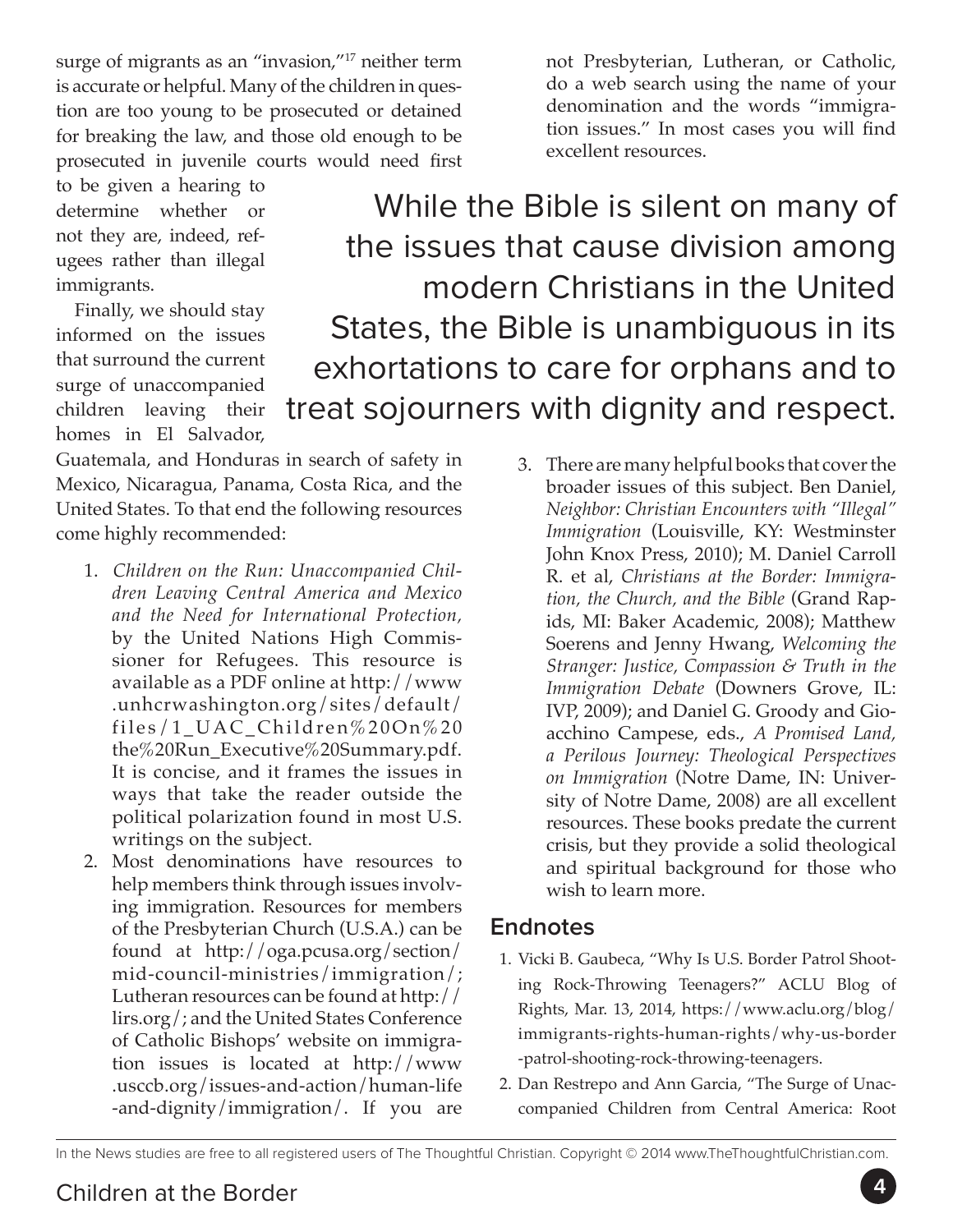surge of migrants as an "invasion,"[17] neither term is accurate or helpful. Many of the children in question are too young to be prosecuted or detained for breaking the law, and those old enough to be prosecuted in juvenile courts would need first to be given a hearing to determine whether or not they are, indeed, refugees rather than illegal immigrants.

Finally, we should stay informed on the issues that surround the current surge of unaccompanied children leaving their homes in El Salvador, Guatemala, and Honduras in search of safety in Mexico, Nicaragua, Panama, Costa Rica, and the United States. To that end the following resources come highly recommended:

1. *Children on the Run: Unaccompanied Children Leaving Central America and Mexico and the Need for International Protection*, by the United Nations High Commissioner for Refugees. This resource is available as a PDF online at http://www.unhcrwashington.org/sites/default/files/1_UAC_Children%20On%20the%20Run_Executive%20Summary.pdf. It is concise, and it frames the issues in ways that take the reader outside the political polarization found in most U.S. writings on the subject.
2. Most denominations have resources to help members think through issues involving immigration. Resources for members of the Presbyterian Church (U.S.A.) can be found at http://oga.pcusa.org/section/mid-council-ministries/immigration/; Lutheran resources can be found at http://lirs.org/; and the United States Conference of Catholic Bishops' website on immigration issues is located at http://www.usccb.org/issues-and-action/human-life-and-dignity/immigration/. If you are not Presbyterian, Lutheran, or Catholic, do a web search using the name of your denomination and the words "immigration issues." In most cases you will find excellent resources.
3. There are many helpful books that cover the broader issues of this subject. Ben Daniel, *Neighbor: Christian Encounters with "Illegal" Immigration* (Louisville, KY: Westminster John Knox Press, 2010); M. Daniel Carroll R. et al, *Christians at the Border: Immigration, the Church, and the Bible* (Grand Rapids, MI: Baker Academic, 2008); Matthew Soerens and Jenny Hwang, *Welcoming the Stranger: Justice, Compassion & Truth in the Immigration Debate* (Downers Grove, IL: IVP, 2009); and Daniel G. Groody and Gioacchino Campese, eds., *A Promised Land, a Perilous Journey: Theological Perspectives on Immigration* (Notre Dame, IN: University of Notre Dame, 2008) are all excellent resources. These books predate the current crisis, but they provide a solid theological and spiritual background for those who wish to learn more.

> While the Bible is silent on many of the issues that cause division among modern Christians in the United States, the Bible is unambiguous in its exhortations to care for orphans and to treat sojourners with dignity and respect.

## Endnotes

1. Vicki B. Gaubeca, "Why Is U.S. Border Patrol Shooting Rock-Throwing Teenagers?" ACLU Blog of Rights, Mar. 13, 2014, https://www.aclu.org/blog/immigrants-rights-human-rights/why-us-border-patrol-shooting-rock-throwing-teenagers.
2. Dan Restrepo and Ann Garcia, "The Surge of Unaccompanied Children from Central America: Root

In the News studies are free to all registered users of The Thoughtful Christian. Copyright © 2014 www.TheThoughtfulChristian.com.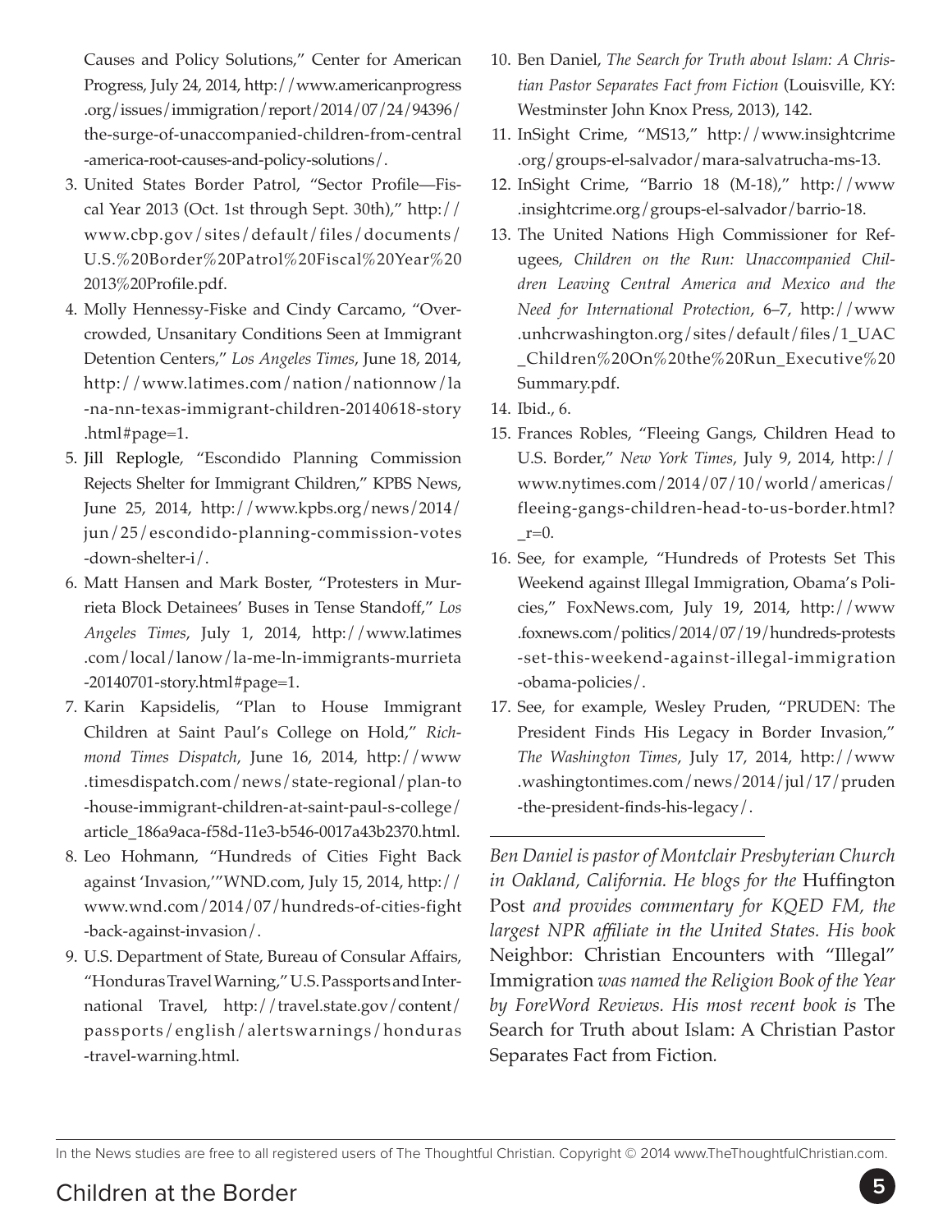Causes and Policy Solutions," Center for American Progress, July 24, 2014, http://www.americanprogress.org/issues/immigration/report/2014/07/24/94396/the-surge-of-unaccompanied-children-from-central-america-root-causes-and-policy-solutions/.

3. United States Border Patrol, "Sector Profile—Fiscal Year 2013 (Oct. 1st through Sept. 30th)," http://www.cbp.gov/sites/default/files/documents/U.S.%20Border%20Patrol%20Fiscal%20Year%202013%20Profile.pdf.
4. Molly Hennessy-Fiske and Cindy Carcamo, "Overcrowded, Unsanitary Conditions Seen at Immigrant Detention Centers," *Los Angeles Times*, June 18, 2014, http://www.latimes.com/nation/nationnow/la-na-nn-texas-immigrant-children-20140618-story.html#page=1.
5. Jill Replogle, "Escondido Planning Commission Rejects Shelter for Immigrant Children," KPBS News, June 25, 2014, http://www.kpbs.org/news/2014/jun/25/escondido-planning-commission-votes-down-shelter-i/.
6. Matt Hansen and Mark Boster, "Protesters in Murrieta Block Detainees' Buses in Tense Standoff," *Los Angeles Times*, July 1, 2014, http://www.latimes.com/local/lanow/la-me-ln-immigrants-murrieta-20140701-story.html#page=1.
7. Karin Kapsidelis, "Plan to House Immigrant Children at Saint Paul's College on Hold," *Richmond Times Dispatch*, June 16, 2014, http://www.timesdispatch.com/news/state-regional/plan-to-house-immigrant-children-at-saint-paul-s-college/article_186a9aca-f58d-11e3-b546-0017a43b2370.html.
8. Leo Hohmann, "Hundreds of Cities Fight Back against 'Invasion,'"WND.com, July 15, 2014, http://www.wnd.com/2014/07/hundreds-of-cities-fight-back-against-invasion/.
9. U.S. Department of State, Bureau of Consular Affairs, "Honduras Travel Warning," U.S. Passports and International Travel, http://travel.state.gov/content/passports/english/alertswarnings/honduras-travel-warning.html.
10. Ben Daniel, *The Search for Truth about Islam: A Christian Pastor Separates Fact from Fiction* (Louisville, KY: Westminster John Knox Press, 2013), 142.
11. InSight Crime, "MS13," http://www.insightcrime.org/groups-el-salvador/mara-salvatrucha-ms-13.
12. InSight Crime, "Barrio 18 (M-18)," http://www.insightcrime.org/groups-el-salvador/barrio-18.
13. The United Nations High Commissioner for Refugees, *Children on the Run: Unaccompanied Children Leaving Central America and Mexico and the Need for International Protection*, 6–7, http://www.unhcrwashington.org/sites/default/files/1_UAC_Children%20On%20the%20Run_Executive%20Summary.pdf.
14. Ibid., 6.
15. Frances Robles, "Fleeing Gangs, Children Head to U.S. Border," *New York Times*, July 9, 2014, http://www.nytimes.com/2014/07/10/world/americas/fleeing-gangs-children-head-to-us-border.html?_r=0.
16. See, for example, "Hundreds of Protests Set This Weekend against Illegal Immigration, Obama's Policies," FoxNews.com, July 19, 2014, http://www.foxnews.com/politics/2014/07/19/hundreds-protests-set-this-weekend-against-illegal-immigration-obama-policies/.
17. See, for example, Wesley Pruden, "PRUDEN: The President Finds His Legacy in Border Invasion," *The Washington Times*, July 17, 2014, http://www.washingtontimes.com/news/2014/jul/17/pruden-the-president-finds-his-legacy/.

---

*Ben Daniel is pastor of Montclair Presbyterian Church in Oakland, California. He blogs for the* Huffington Post *and provides commentary for KQED FM, the largest NPR affiliate in the United States. His book* Neighbor: Christian Encounters with "Illegal" Immigration *was named the Religion Book of the Year by ForeWord Reviews. His most recent book is* The Search for Truth about Islam: A Christian Pastor Separates Fact from Fiction.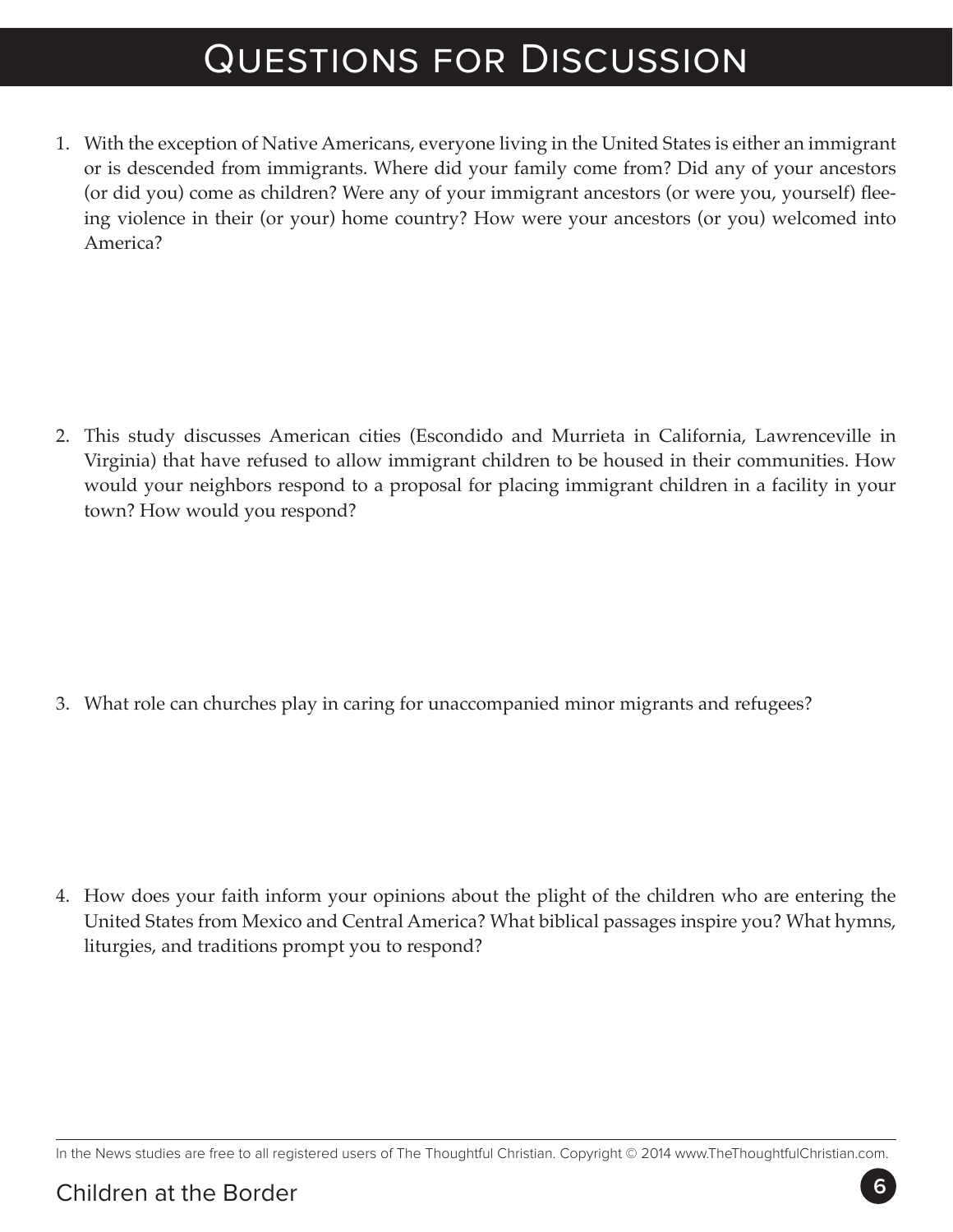# Questions for Discussion

1. With the exception of Native Americans, everyone living in the United States is either an immigrant or is descended from immigrants. Where did your family come from? Did any of your ancestors (or did you) come as children? Were any of your immigrant ancestors (or were you, yourself) fleeing violence in their (or your) home country? How were your ancestors (or you) welcomed into America?

2. This study discusses American cities (Escondido and Murrieta in California, Lawrenceville in Virginia) that have refused to allow immigrant children to be housed in their communities. How would your neighbors respond to a proposal for placing immigrant children in a facility in your town? How would you respond?

3. What role can churches play in caring for unaccompanied minor migrants and refugees?

4. How does your faith inform your opinions about the plight of the children who are entering the United States from Mexico and Central America? What biblical passages inspire you? What hymns, liturgies, and traditions prompt you to respond?